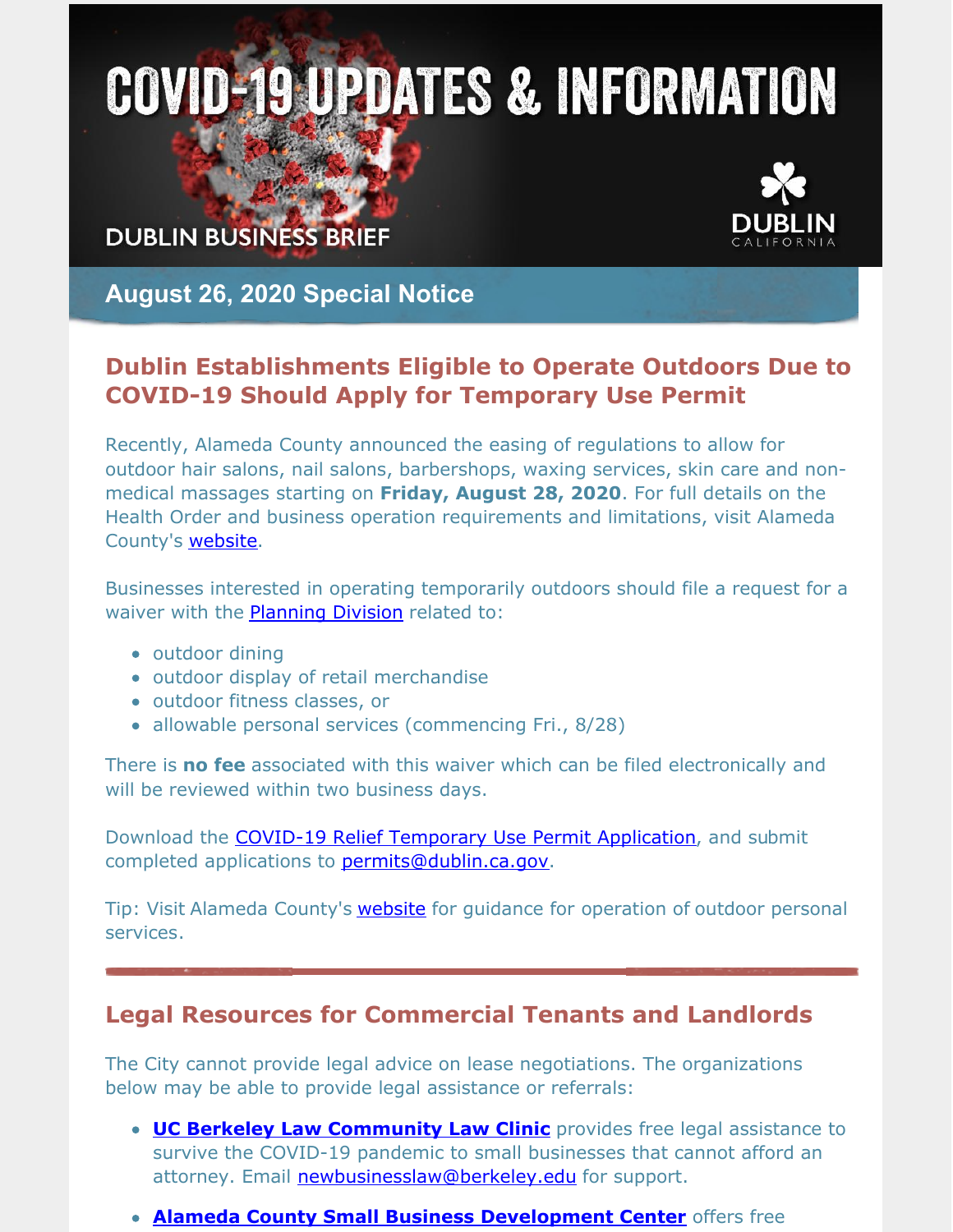# COVID-19 UPDATES & INFORMATION

DUBLIN BUSINESS BRIEF

DUBLIN CALIFORNIA

## August 26, 2020 Special Notice

## Dublin Establishments Eligible to Operate Outdoors Due to COVID-19 Should Apply for Temporary Use Permit

Recently, Alameda County announced the easing of regulations to allow for outdoor hair salons, nail salons, barbershops, waxing services, skin care and non-medical massages starting on **Friday, August 28, 2020**. For full details on the Health Order and business operation requirements and limitations, visit Alameda County's [website](#).

Businesses interested in operating temporarily outdoors should file a request for a waiver with the [Planning Division](#) related to:

- outdoor dining
- outdoor display of retail merchandise
- outdoor fitness classes, or
- allowable personal services (commencing Fri., 8/28)

There is **no fee** associated with this waiver which can be filed electronically and will be reviewed within two business days.

Download the [COVID-19 Relief Temporary Use Permit Application](#), and submit completed applications to [permits@dublin.ca.gov](mailto:permits@dublin.ca.gov).

Tip: Visit Alameda County's [website](#) for guidance for operation of outdoor personal services.

---

## Legal Resources for Commercial Tenants and Landlords

The City cannot provide legal advice on lease negotiations. The organizations below may be able to provide legal assistance or referrals:

- **[UC Berkeley Law Community Law Clinic](#)** provides free legal assistance to survive the COVID-19 pandemic to small businesses that cannot afford an attorney. Email [newbusinesslaw@berkeley.edu](mailto:newbusinesslaw@berkeley.edu) for support.
- **[Alameda County Small Business Development Center](#)** offers free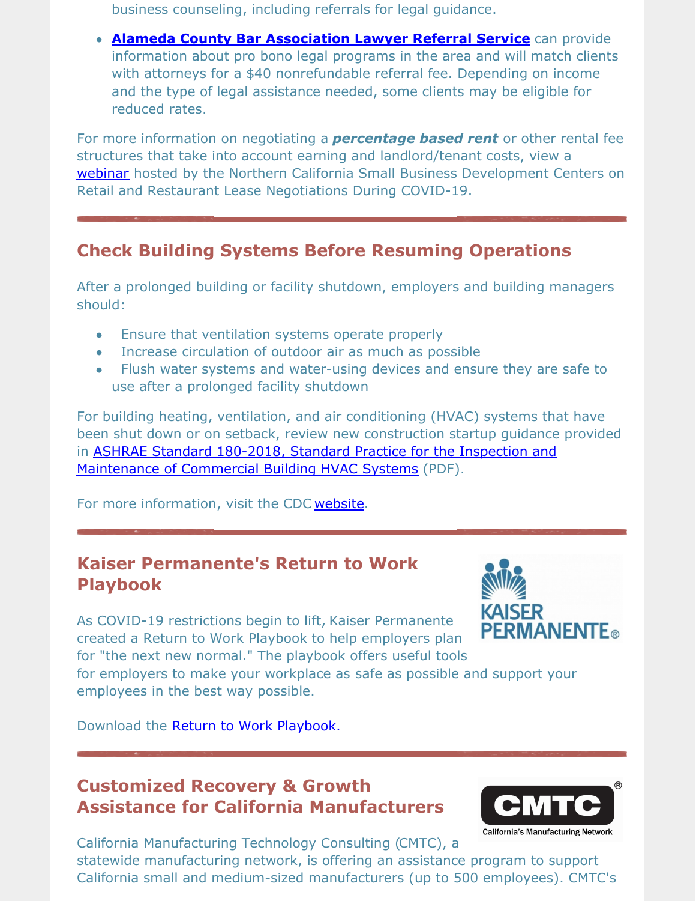business counseling, including referrals for legal guidance.

- **Alameda County Bar Association Lawyer Referral Service** can provide information about pro bono legal programs in the area and will match clients with attorneys for a $40 nonrefundable referral fee. Depending on income and the type of legal assistance needed, some clients may be eligible for reduced rates.

For more information on negotiating a ***percentage based rent*** or other rental fee structures that take into account earning and landlord/tenant costs, view a webinar hosted by the Northern California Small Business Development Centers on Retail and Restaurant Lease Negotiations During COVID-19.

## Check Building Systems Before Resuming Operations

After a prolonged building or facility shutdown, employers and building managers should:

- Ensure that ventilation systems operate properly
- Increase circulation of outdoor air as much as possible
- Flush water systems and water-using devices and ensure they are safe to use after a prolonged facility shutdown

For building heating, ventilation, and air conditioning (HVAC) systems that have been shut down or on setback, review new construction startup guidance provided in ASHRAE Standard 180-2018, Standard Practice for the Inspection and Maintenance of Commercial Building HVAC Systems (PDF).

For more information, visit the CDC website.

## Kaiser Permanente's Return to Work Playbook

As COVID-19 restrictions begin to lift, Kaiser Permanente created a Return to Work Playbook to help employers plan for "the next new normal." The playbook offers useful tools for employers to make your workplace as safe as possible and support your employees in the best way possible.

Download the Return to Work Playbook.

## Customized Recovery & Growth Assistance for California Manufacturers

California Manufacturing Technology Consulting (CMTC), a statewide manufacturing network, is offering an assistance program to support California small and medium-sized manufacturers (up to 500 employees). CMTC's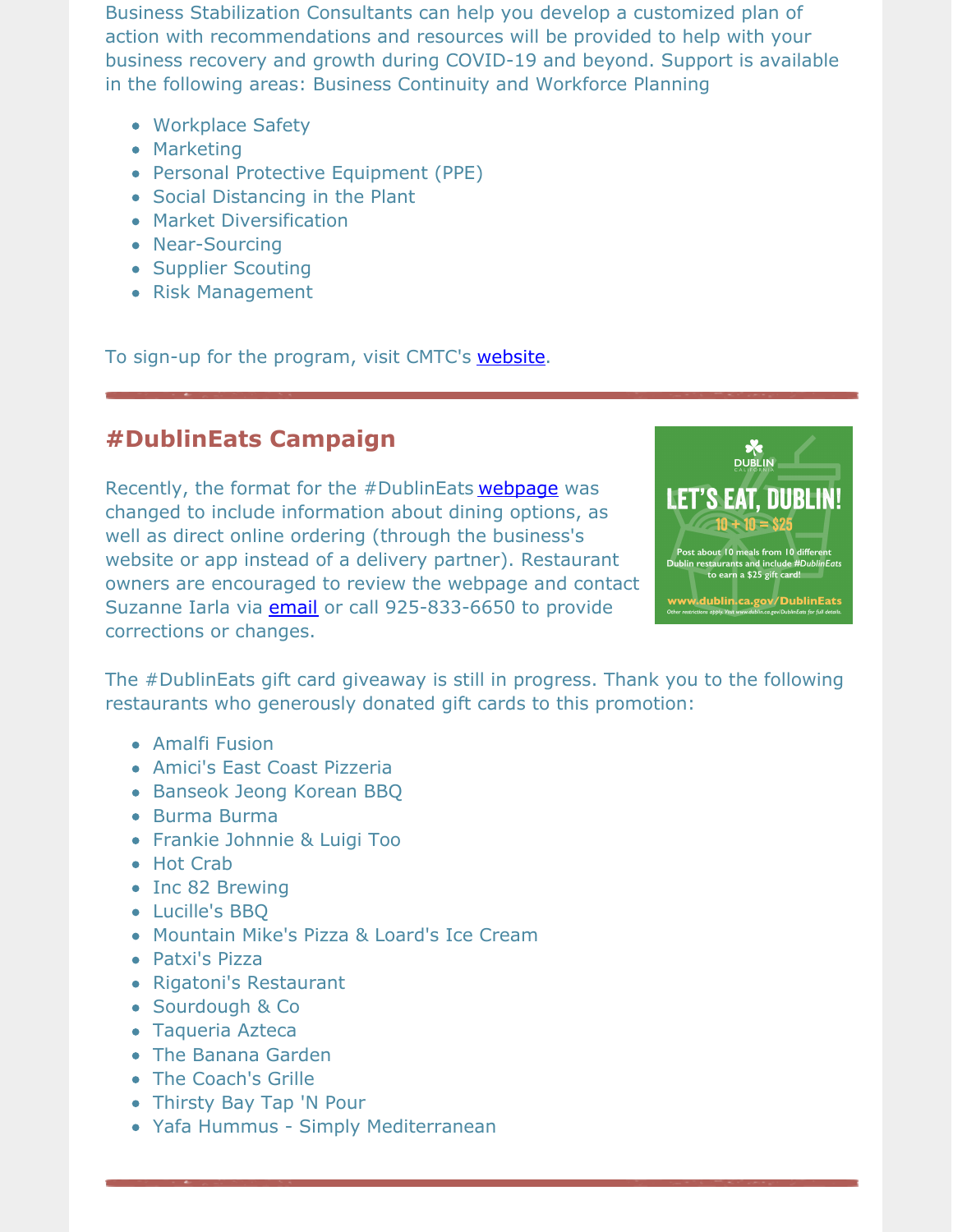Business Stabilization Consultants can help you develop a customized plan of action with recommendations and resources will be provided to help with your business recovery and growth during COVID-19 and beyond. Support is available in the following areas: Business Continuity and Workforce Planning

- Workplace Safety
- Marketing
- Personal Protective Equipment (PPE)
- Social Distancing in the Plant
- Market Diversification
- Near-Sourcing
- Supplier Scouting
- Risk Management

To sign-up for the program, visit CMTC's website.

---

## #DublinEats Campaign

Recently, the format for the #DublinEats webpage was changed to include information about dining options, as well as direct online ordering (through the business's website or app instead of a delivery partner). Restaurant owners are encouraged to review the webpage and contact Suzanne Iarla via email or call 925-833-6650 to provide corrections or changes.

The #DublinEats gift card giveaway is still in progress. Thank you to the following restaurants who generously donated gift cards to this promotion:

- Amalfi Fusion
- Amici's East Coast Pizzeria
- Banseok Jeong Korean BBQ
- Burma Burma
- Frankie Johnnie & Luigi Too
- Hot Crab
- Inc 82 Brewing
- Lucille's BBQ
- Mountain Mike's Pizza & Loard's Ice Cream
- Patxi's Pizza
- Rigatoni's Restaurant
- Sourdough & Co
- Taqueria Azteca
- The Banana Garden
- The Coach's Grille
- Thirsty Bay Tap 'N Pour
- Yafa Hummus - Simply Mediterranean

---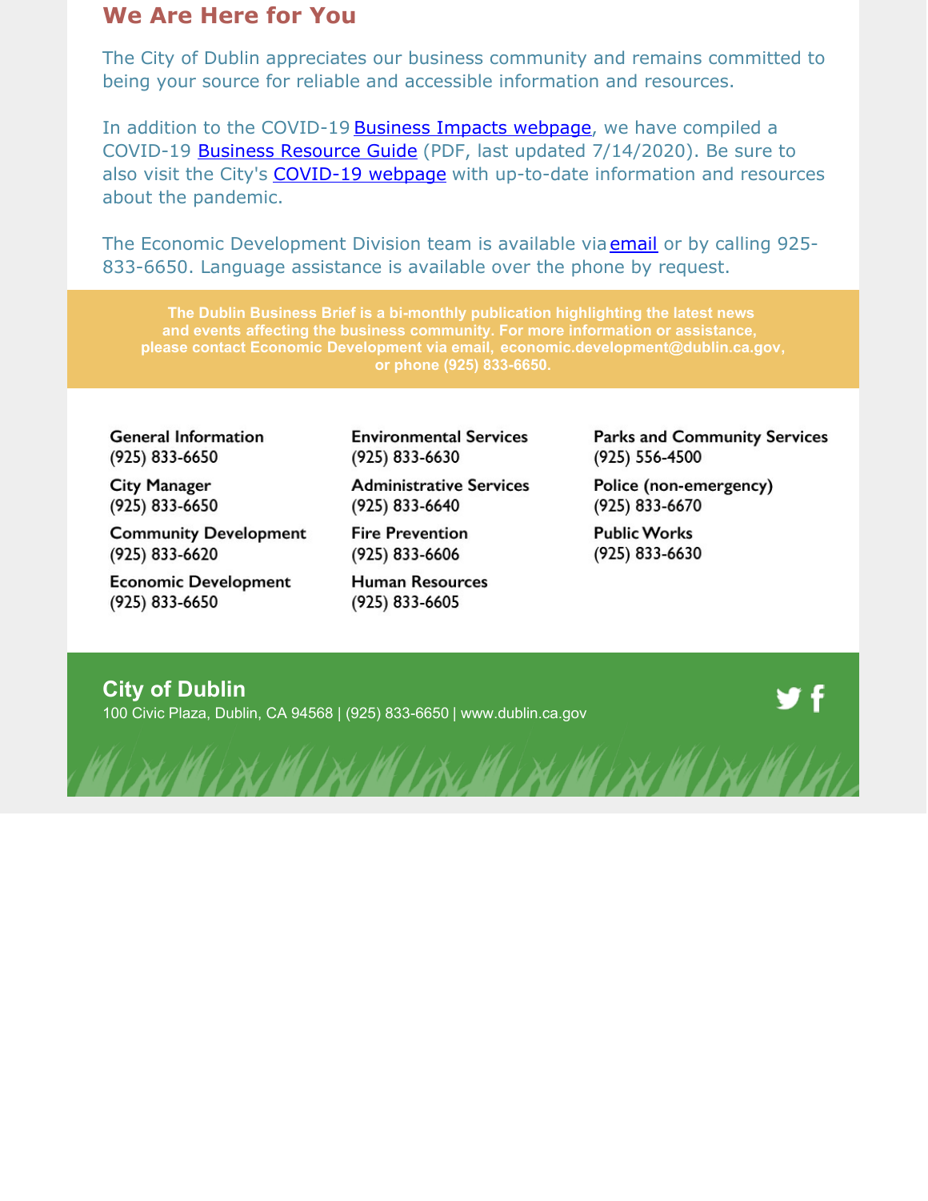## We Are Here for You

The City of Dublin appreciates our business community and remains committed to being your source for reliable and accessible information and resources.

In addition to the COVID-19 Business Impacts webpage, we have compiled a COVID-19 Business Resource Guide (PDF, last updated 7/14/2020). Be sure to also visit the City's COVID-19 webpage with up-to-date information and resources about the pandemic.

The Economic Development Division team is available via email or by calling 925-833-6650. Language assistance is available over the phone by request.

**The Dublin Business Brief is a bi-monthly publication highlighting the latest news and events affecting the business community. For more information or assistance, please contact Economic Development via email, economic.development@dublin.ca.gov, or phone (925) 833-6650.**

**General Information**
(925) 833-6650

**City Manager**
(925) 833-6650

**Community Development**
(925) 833-6620

**Economic Development**
(925) 833-6650

**Environmental Services**
(925) 833-6630

**Administrative Services**
(925) 833-6640

**Fire Prevention**
(925) 833-6606

**Human Resources**
(925) 833-6605

**Parks and Community Services**
(925) 556-4500

**Police (non-emergency)**
(925) 833-6670

**Public Works**
(925) 833-6630

**City of Dublin**
100 Civic Plaza, Dublin, CA 94568 | (925) 833-6650 | www.dublin.ca.gov